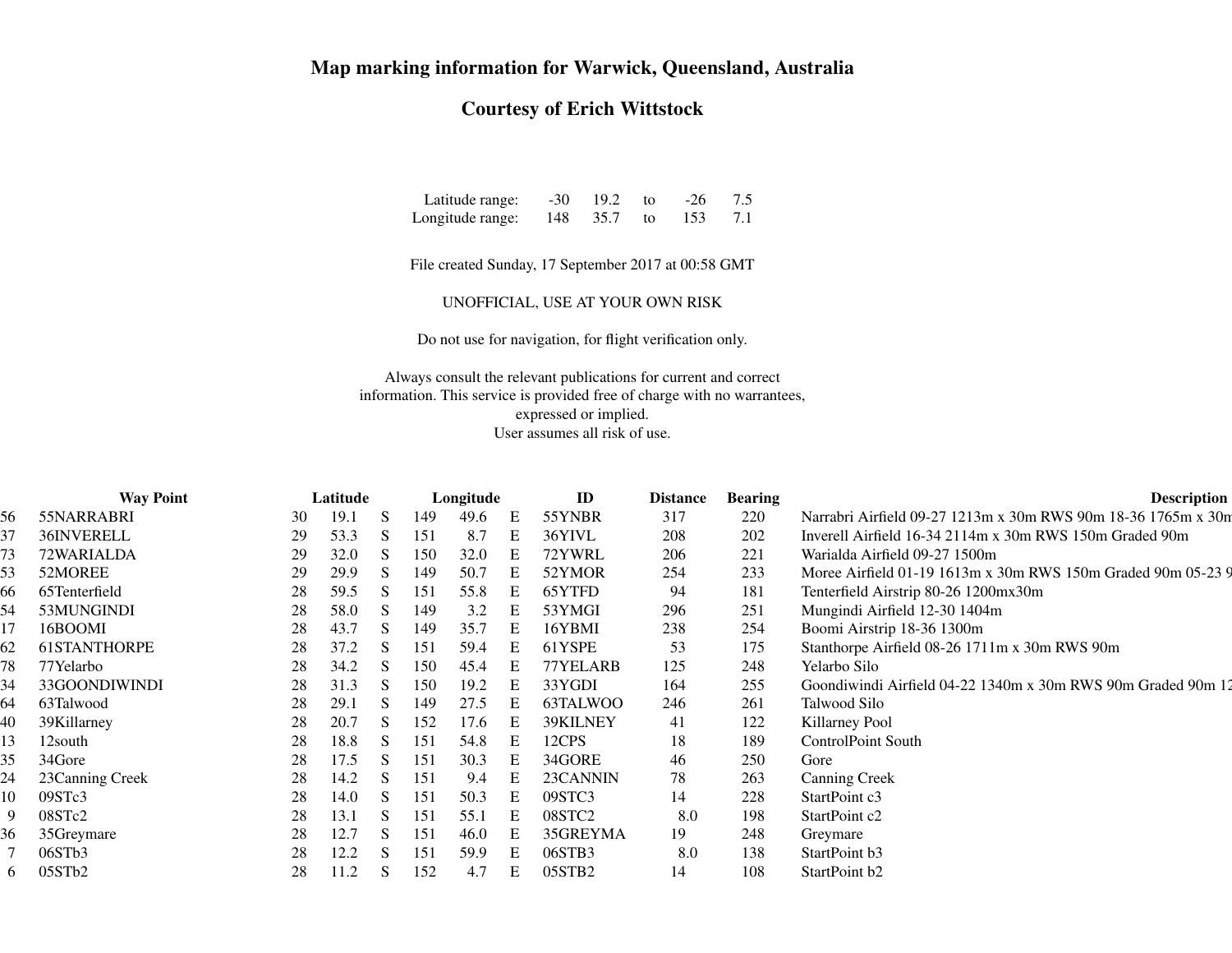# Map marking information for Warwick, Queensland, Australia

## Courtesy of Erich Wittstock

| | | | | | |
|---|---|---|---|---|---|
| Latitude range: | -30 | 19.2 | to | -26 | 7.5 |
| Longitude range: | 148 | 35.7 | to | 153 | 7.1 |

File created Sunday, 17 September 2017 at 00:58 GMT

UNOFFICIAL, USE AT YOUR OWN RISK

Do not use for navigation, for flight verification only.

Always consult the relevant publications for current and correct information. This service is provided free of charge with no warrantees, expressed or implied.
User assumes all risk of use.

| | Way Point | Latitude | | | Longitude | | | ID | Distance | Bearing | Description |
|---|---|---|---|---|---|---|---|---|---|---|---|
| 56 | 55NARRABRI | 30 | 19.1 | S | 149 | 49.6 | E | 55YNBR | 317 | 220 | Narrabri Airfield 09-27 1213m x 30m RWS 90m 18-36 1765m x 30m |
| 37 | 36INVERELL | 29 | 53.3 | S | 151 | 8.7 | E | 36YIVL | 208 | 202 | Inverell Airfield 16-34 2114m x 30m RWS 150m Graded 90m |
| 73 | 72WARIALDA | 29 | 32.0 | S | 150 | 32.0 | E | 72YWRL | 206 | 221 | Warialda Airfield 09-27 1500m |
| 53 | 52MOREE | 29 | 29.9 | S | 149 | 50.7 | E | 52YMOR | 254 | 233 | Moree Airfield 01-19 1613m x 30m RWS 150m Graded 90m 05-23 9 |
| 66 | 65Tenterfield | 28 | 59.5 | S | 151 | 55.8 | E | 65YTFD | 94 | 181 | Tenterfield Airstrip 80-26 1200mx30m |
| 54 | 53MUNGINDI | 28 | 58.0 | S | 149 | 3.2 | E | 53YMGI | 296 | 251 | Mungindi Airfield 12-30 1404m |
| 17 | 16BOOMI | 28 | 43.7 | S | 149 | 35.7 | E | 16YBMI | 238 | 254 | Boomi Airstrip 18-36 1300m |
| 62 | 61STANTHORPE | 28 | 37.2 | S | 151 | 59.4 | E | 61YSPE | 53 | 175 | Stanthorpe Airfield 08-26 1711m x 30m RWS 90m |
| 78 | 77Yelarbo | 28 | 34.2 | S | 150 | 45.4 | E | 77YELARB | 125 | 248 | Yelarbo Silo |
| 34 | 33GOONDIWINDI | 28 | 31.3 | S | 150 | 19.2 | E | 33YGDI | 164 | 255 | Goondiwindi Airfield 04-22 1340m x 30m RWS 90m Graded 90m 12 |
| 64 | 63Talwood | 28 | 29.1 | S | 149 | 27.5 | E | 63TALWOO | 246 | 261 | Talwood Silo |
| 40 | 39Killarney | 28 | 20.7 | S | 152 | 17.6 | E | 39KILNEY | 41 | 122 | Killarney Pool |
| 13 | 12south | 28 | 18.8 | S | 151 | 54.8 | E | 12CPS | 18 | 189 | ControlPoint South |
| 35 | 34Gore | 28 | 17.5 | S | 151 | 30.3 | E | 34GORE | 46 | 250 | Gore |
| 24 | 23Canning Creek | 28 | 14.2 | S | 151 | 9.4 | E | 23CANNIN | 78 | 263 | Canning Creek |
| 10 | 09STc3 | 28 | 14.0 | S | 151 | 50.3 | E | 09STC3 | 14 | 228 | StartPoint c3 |
| 9 | 08STc2 | 28 | 13.1 | S | 151 | 55.1 | E | 08STC2 | 8.0 | 198 | StartPoint c2 |
| 36 | 35Greymare | 28 | 12.7 | S | 151 | 46.0 | E | 35GREYMA | 19 | 248 | Greymare |
| 7 | 06STb3 | 28 | 12.2 | S | 151 | 59.9 | E | 06STB3 | 8.0 | 138 | StartPoint b3 |
| 6 | 05STb2 | 28 | 11.2 | S | 152 | 4.7 | E | 05STB2 | 14 | 108 | StartPoint b2 |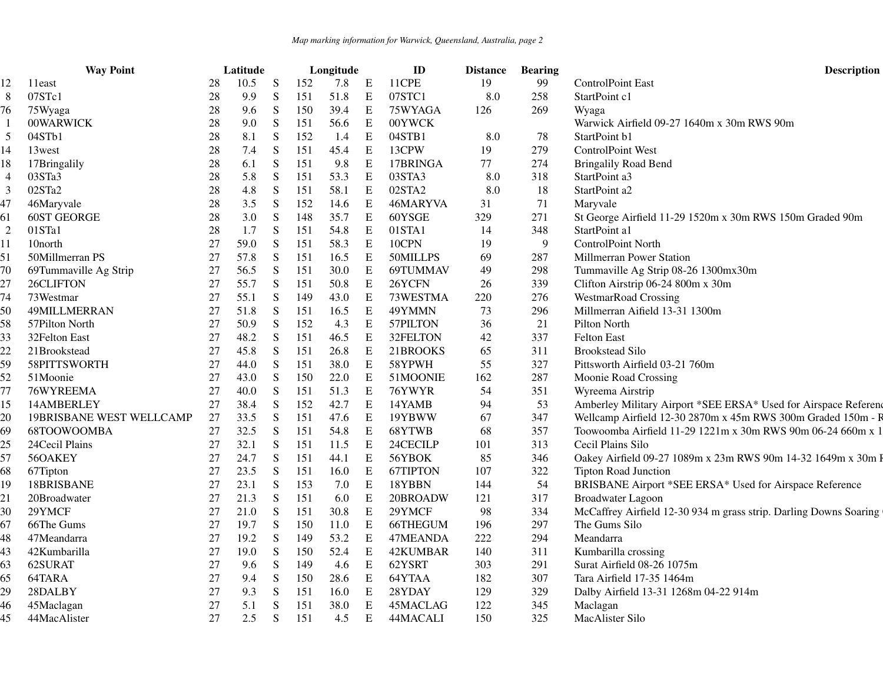| | Way Point | Latitude | | | Longitude | | | ID | Distance | Bearing | Description |
|---|---|---|---|---|---|---|---|---|---|---|---|
| 12 | 11east | 28 | 10.5 | S | 152 | 7.8 | E | 11CPE | 19 | 99 | ControlPoint East |
| 8 | 07STc1 | 28 | 9.9 | S | 151 | 51.8 | E | 07STC1 | 8.0 | 258 | StartPoint c1 |
| 76 | 75Wyaga | 28 | 9.6 | S | 150 | 39.4 | E | 75WYAGA | 126 | 269 | Wyaga |
| 1 | 00WARWICK | 28 | 9.0 | S | 151 | 56.6 | E | 00YWCK | | | Warwick Airfield 09-27 1640m x 30m RWS 90m |
| 5 | 04STb1 | 28 | 8.1 | S | 152 | 1.4 | E | 04STB1 | 8.0 | 78 | StartPoint b1 |
| 14 | 13west | 28 | 7.4 | S | 151 | 45.4 | E | 13CPW | 19 | 279 | ControlPoint West |
| 18 | 17Bringalily | 28 | 6.1 | S | 151 | 9.8 | E | 17BRINGA | 77 | 274 | Bringalily Road Bend |
| 4 | 03STa3 | 28 | 5.8 | S | 151 | 53.3 | E | 03STA3 | 8.0 | 318 | StartPoint a3 |
| 3 | 02STa2 | 28 | 4.8 | S | 151 | 58.1 | E | 02STA2 | 8.0 | 18 | StartPoint a2 |
| 47 | 46Maryvale | 28 | 3.5 | S | 152 | 14.6 | E | 46MARYVA | 31 | 71 | Maryvale |
| 61 | 60ST GEORGE | 28 | 3.0 | S | 148 | 35.7 | E | 60YSGE | 329 | 271 | St George Airfield 11-29 1520m x 30m RWS 150m Graded 90m |
| 2 | 01STa1 | 28 | 1.7 | S | 151 | 54.8 | E | 01STA1 | 14 | 348 | StartPoint a1 |
| 11 | 10north | 27 | 59.0 | S | 151 | 58.3 | E | 10CPN | 19 | 9 | ControlPoint North |
| 51 | 50Millmerran PS | 27 | 57.8 | S | 151 | 16.5 | E | 50MILLPS | 69 | 287 | Millmerran Power Station |
| 70 | 69Tummaville Ag Strip | 27 | 56.5 | S | 151 | 30.0 | E | 69TUMMAV | 49 | 298 | Tummaville Ag Strip 08-26 1300mx30m |
| 27 | 26CLIFTON | 27 | 55.7 | S | 151 | 50.8 | E | 26YCFN | 26 | 339 | Clifton Airstrip 06-24 800m x 30m |
| 74 | 73Westmar | 27 | 55.1 | S | 149 | 43.0 | E | 73WESTMA | 220 | 276 | WestmarRoad Crossing |
| 50 | 49MILLMERRAN | 27 | 51.8 | S | 151 | 16.5 | E | 49YMMN | 73 | 296 | Millmerran Aifield 13-31 1300m |
| 58 | 57Pilton North | 27 | 50.9 | S | 152 | 4.3 | E | 57PILTON | 36 | 21 | Pilton North |
| 33 | 32Felton East | 27 | 48.2 | S | 151 | 46.5 | E | 32FELTON | 42 | 337 | Felton East |
| 22 | 21Brookstead | 27 | 45.8 | S | 151 | 26.8 | E | 21BROOKS | 65 | 311 | Brookstead Silo |
| 59 | 58PITTSWORTH | 27 | 44.0 | S | 151 | 38.0 | E | 58YPWH | 55 | 327 | Pittsworth Airfield 03-21 760m |
| 52 | 51Moonie | 27 | 43.0 | S | 150 | 22.0 | E | 51MOONIE | 162 | 287 | Moonie Road Crossing |
| 77 | 76WYREEMA | 27 | 40.0 | S | 151 | 51.3 | E | 76YWYR | 54 | 351 | Wyreema Airstrip |
| 15 | 14AMBERLEY | 27 | 38.4 | S | 152 | 42.7 | E | 14YAMB | 94 | 53 | Amberley Military Airport *SEE ERSA* Used for Airspace Referenc |
| 20 | 19BRISBANE WEST WELLCAMP | 27 | 33.5 | S | 151 | 47.6 | E | 19YBWW | 67 | 347 | Wellcamp Airfield 12-30 2870m x 45m RWS 300m Graded 150m - R |
| 69 | 68TOOWOOMBA | 27 | 32.5 | S | 151 | 54.8 | E | 68YTWB | 68 | 357 | Toowoomba Airfield 11-29 1221m x 30m RWS 90m 06-24 660m x 1 |
| 25 | 24Cecil Plains | 27 | 32.1 | S | 151 | 11.5 | E | 24CECILP | 101 | 313 | Cecil Plains Silo |
| 57 | 56OAKEY | 27 | 24.7 | S | 151 | 44.1 | E | 56YBOK | 85 | 346 | Oakey Airfield 09-27 1089m x 23m RWS 90m 14-32 1649m x 30m F |
| 68 | 67Tipton | 27 | 23.5 | S | 151 | 16.0 | E | 67TIPTON | 107 | 322 | Tipton Road Junction |
| 19 | 18BRISBANE | 27 | 23.1 | S | 153 | 7.0 | E | 18YBBN | 144 | 54 | BRISBANE Airport *SEE ERSA* Used for Airspace Reference |
| 21 | 20Broadwater | 27 | 21.3 | S | 151 | 6.0 | E | 20BROADW | 121 | 317 | Broadwater Lagoon |
| 30 | 29YMCF | 27 | 21.0 | S | 151 | 30.8 | E | 29YMCF | 98 | 334 | McCaffrey Airfield 12-30 934 m grass strip. Darling Downs Soaring |
| 67 | 66The Gums | 27 | 19.7 | S | 150 | 11.0 | E | 66THEGUM | 196 | 297 | The Gums Silo |
| 48 | 47Meandarra | 27 | 19.2 | S | 149 | 53.2 | E | 47MEANDA | 222 | 294 | Meandarra |
| 43 | 42Kumbarilla | 27 | 19.0 | S | 150 | 52.4 | E | 42KUMBAR | 140 | 311 | Kumbarilla crossing |
| 63 | 62SURAT | 27 | 9.6 | S | 149 | 4.6 | E | 62YSRT | 303 | 291 | Surat Airfield 08-26 1075m |
| 65 | 64TARA | 27 | 9.4 | S | 150 | 28.6 | E | 64YTAA | 182 | 307 | Tara Airfield 17-35 1464m |
| 29 | 28DALBY | 27 | 9.3 | S | 151 | 16.0 | E | 28YDAY | 129 | 329 | Dalby Airfield 13-31 1268m 04-22 914m |
| 46 | 45Maclagan | 27 | 5.1 | S | 151 | 38.0 | E | 45MACLAG | 122 | 345 | Maclagan |
| 45 | 44MacAlister | 27 | 2.5 | S | 151 | 4.5 | E | 44MACALI | 150 | 325 | MacAlister Silo |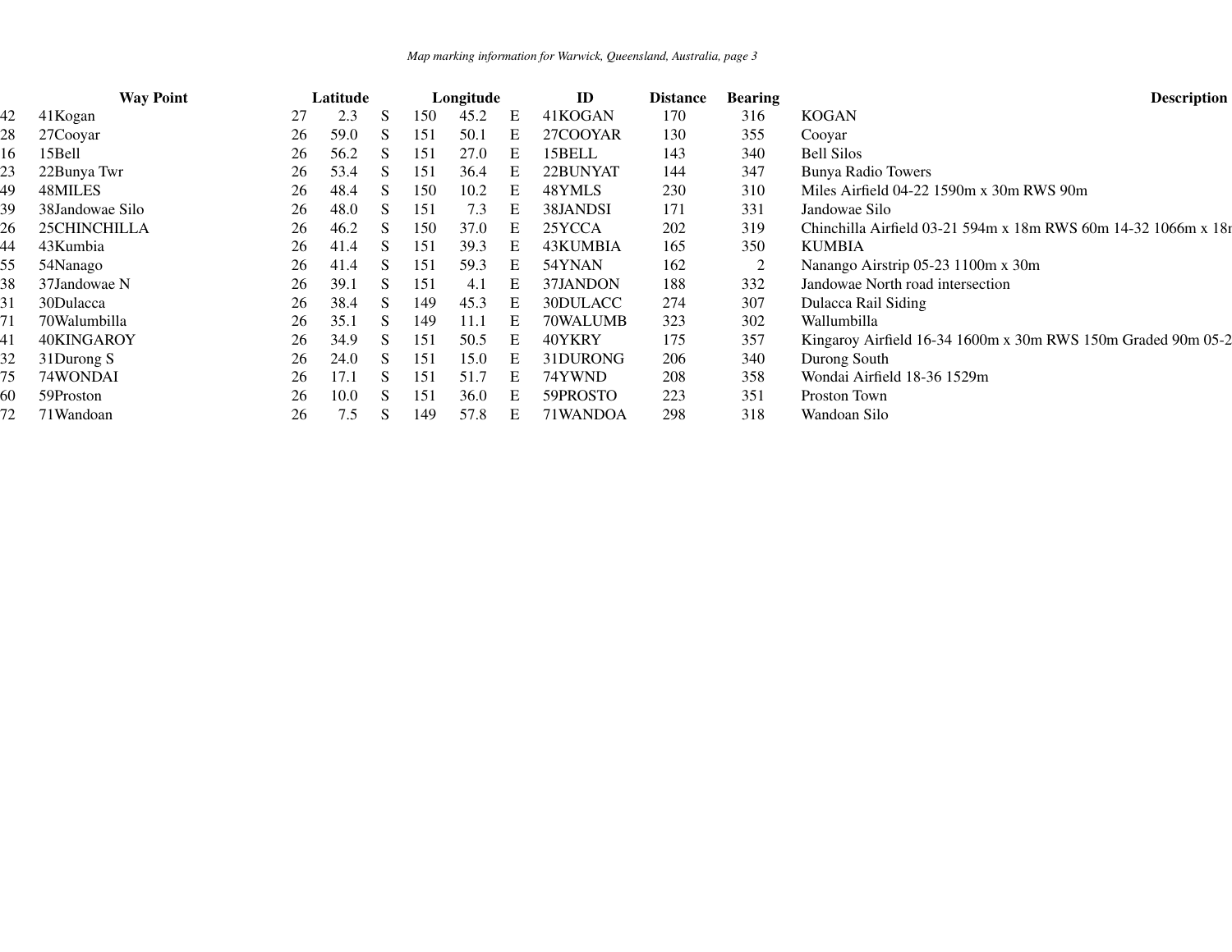| | Way Point | Latitude | | | Longitude | | | ID | Distance | Bearing | Description |
|---|---|---|---|---|---|---|---|---|---|---|---|
| 42 | 41Kogan | 27 | 2.3 | S | 150 | 45.2 | E | 41KOGAN | 170 | 316 | KOGAN |
| 28 | 27Cooyar | 26 | 59.0 | S | 151 | 50.1 | E | 27COOYAR | 130 | 355 | Cooyar |
| 16 | 15Bell | 26 | 56.2 | S | 151 | 27.0 | E | 15BELL | 143 | 340 | Bell Silos |
| 23 | 22Bunya Twr | 26 | 53.4 | S | 151 | 36.4 | E | 22BUNYAT | 144 | 347 | Bunya Radio Towers |
| 49 | 48MILES | 26 | 48.4 | S | 150 | 10.2 | E | 48YMLS | 230 | 310 | Miles Airfield 04-22 1590m x 30m RWS 90m |
| 39 | 38Jandowae Silo | 26 | 48.0 | S | 151 | 7.3 | E | 38JANDSI | 171 | 331 | Jandowae Silo |
| 26 | 25CHINCHILLA | 26 | 46.2 | S | 150 | 37.0 | E | 25YCCA | 202 | 319 | Chinchilla Airfield 03-21 594m x 18m RWS 60m 14-32 1066m x 18r |
| 44 | 43Kumbia | 26 | 41.4 | S | 151 | 39.3 | E | 43KUMBIA | 165 | 350 | KUMBIA |
| 55 | 54Nanago | 26 | 41.4 | S | 151 | 59.3 | E | 54YNAN | 162 | 2 | Nanango Airstrip 05-23 1100m x 30m |
| 38 | 37Jandowae N | 26 | 39.1 | S | 151 | 4.1 | E | 37JANDON | 188 | 332 | Jandowae North road intersection |
| 31 | 30Dulacca | 26 | 38.4 | S | 149 | 45.3 | E | 30DULACC | 274 | 307 | Dulacca Rail Siding |
| 71 | 70Walumbilla | 26 | 35.1 | S | 149 | 11.1 | E | 70WALUMB | 323 | 302 | Wallumbilla |
| 41 | 40KINGAROY | 26 | 34.9 | S | 151 | 50.5 | E | 40YKRY | 175 | 357 | Kingaroy Airfield 16-34 1600m x 30m RWS 150m Graded 90m 05-2 |
| 32 | 31Durong S | 26 | 24.0 | S | 151 | 15.0 | E | 31DURONG | 206 | 340 | Durong South |
| 75 | 74WONDAI | 26 | 17.1 | S | 151 | 51.7 | E | 74YWND | 208 | 358 | Wondai Airfield 18-36 1529m |
| 60 | 59Proston | 26 | 10.0 | S | 151 | 36.0 | E | 59PROSTO | 223 | 351 | Proston Town |
| 72 | 71Wandoan | 26 | 7.5 | S | 149 | 57.8 | E | 71WANDOA | 298 | 318 | Wandoan Silo |